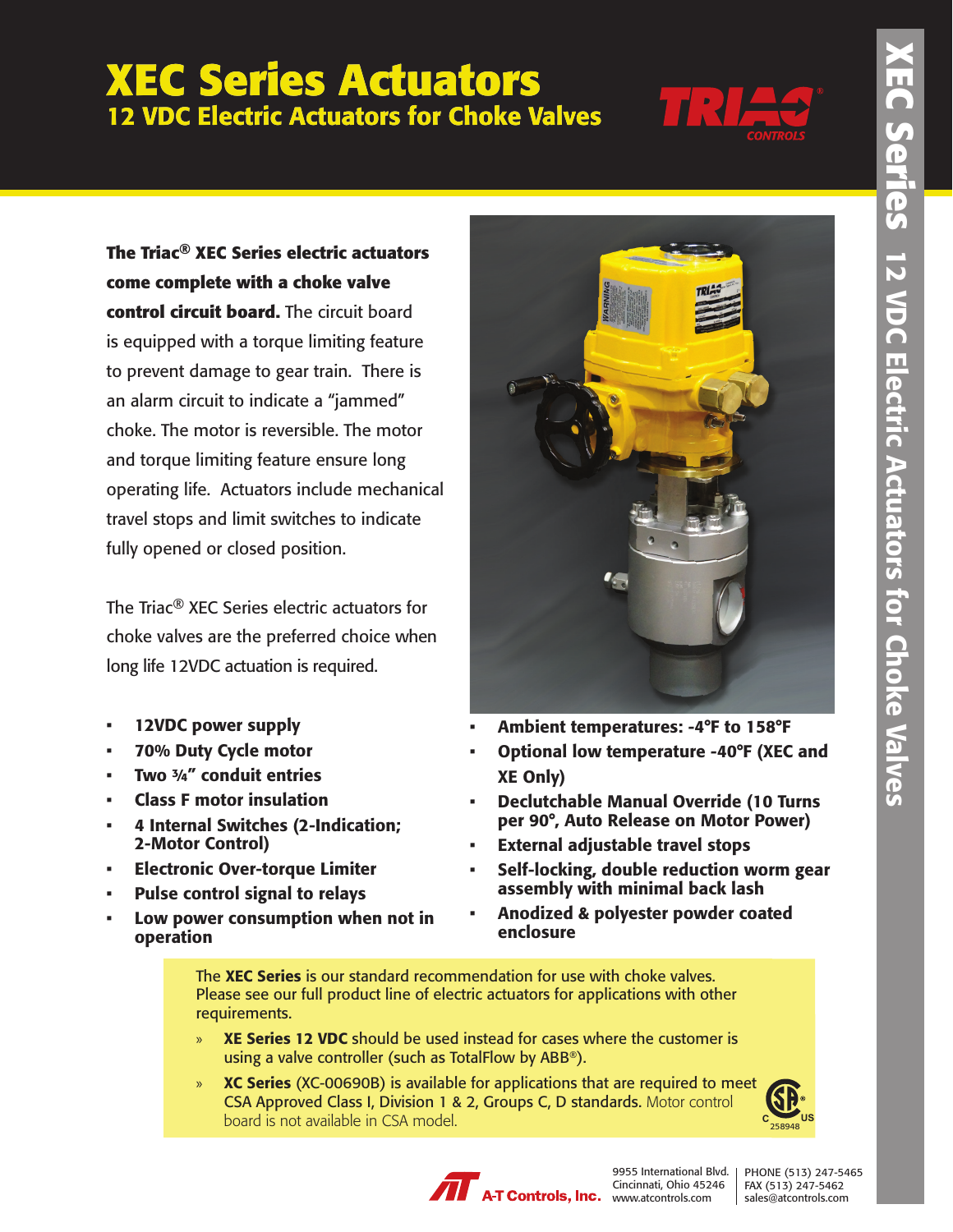# XEC Series Actuators

## 12 VDC Electric Actuators for Choke Valves

**The Triac® XEC Series electric actuators come complete with a choke valve control circuit board.** The circuit board is equipped with a torque limiting feature to prevent damage to gear train. There is an alarm circuit to indicate a "jammed" choke. The motor is reversible. The motor and torque limiting feature ensure long operating life. Actuators include mechanical travel stops and limit switches to indicate fully opened or closed position.

The Triac® XEC Series electric actuators for choke valves are the preferred choice when long life 12VDC actuation is required.

- **12VDC power supply**
- **70% Duty Cycle motor**
- **Two ¾" conduit entries**
- **Class F motor insulation**
- **4 Internal Switches (2-Indication; 2-Motor Control)**
- **Electronic Over-torque Limiter**
- **Pulse control signal to relays**
- **Low power consumption when not in operation**
- **Ambient temperatures: -4°F to 158°F**
- **Optional low temperature -40°F (XEC and XE Only)**
- **Declutchable Manual Override (10 Turns per 90°, Auto Release on Motor Power)**
- **External adjustable travel stops**
- **Self-locking, double reduction worm gear assembly with minimal back lash**
- **Anodized & polyester powder coated enclosure**

The **XEC Series** is our standard recommendation for use with choke valves. Please see our full product line of electric actuators for applications with other requirements.

» **XE Series 12 VDC** should be used instead for cases where the customer is using a valve controller (such as TotalFlow by ABB®).

» **XC Series** (XC-00690B) is available for applications that are required to meet **CSA Approved Class I, Division 1 & 2, Groups C, D standards.** Motor control board is not available in CSA model.

258948

A-T Controls, Inc.
9955 International Blvd.
Cincinnati, Ohio 45246
www.atcontrols.com

PHONE (513) 247-5465
FAX (513) 247-5462
sales@atcontrols.com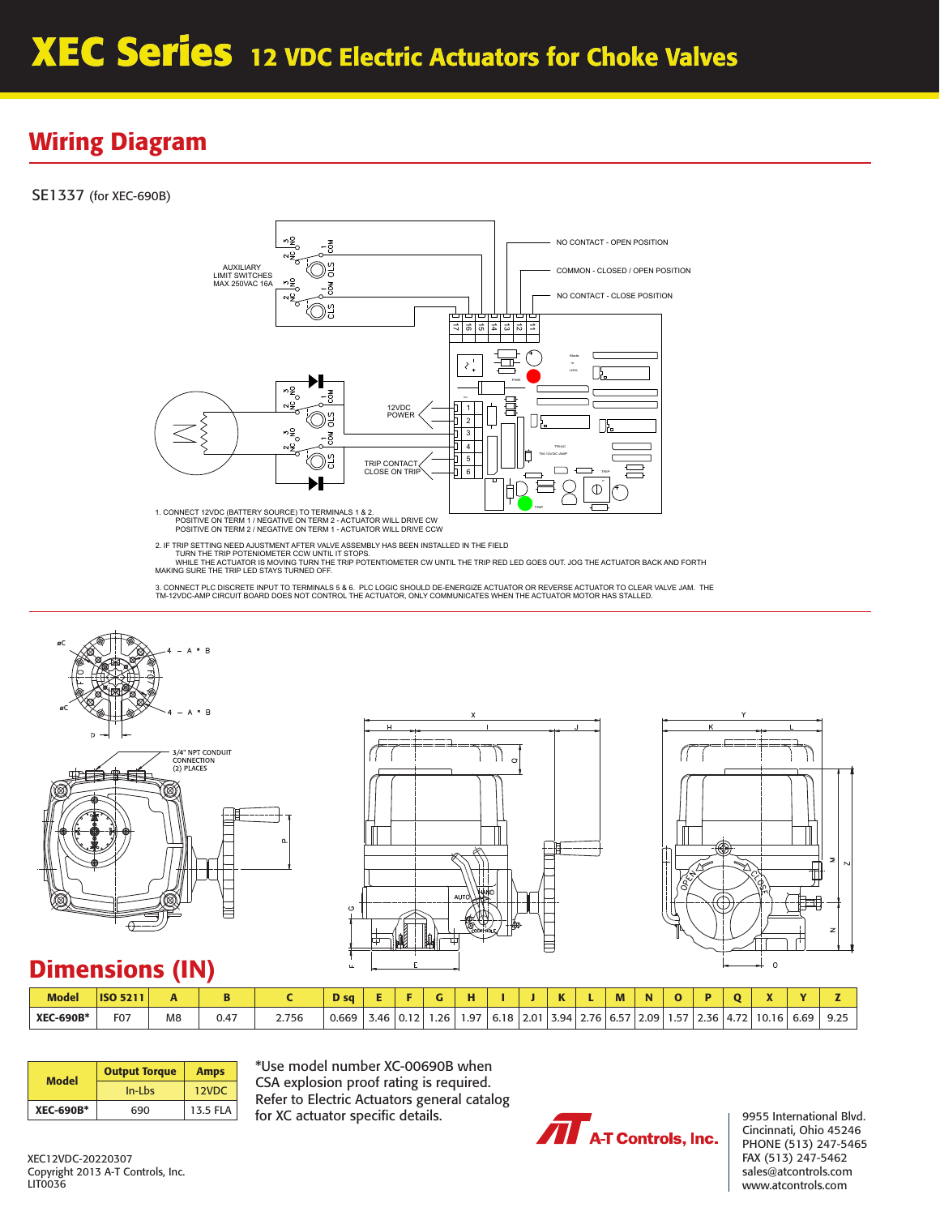# XEC Series 12 VDC Electric Actuators for Choke Valves

## Wiring Diagram

SE1337 (for XEC-690B)

AUXILIARY LIMIT SWITCHES MAX 250VAC 16A

NO CONTACT - OPEN POSITION

COMMON - CLOSED / OPEN POSITION

NO CONTACT - CLOSE POSITION

12VDC POWER

TRIP CONTACT CLOSE ON TRIP

1. CONNECT 12VDC (BATTERY SOURCE) TO TERMINALS 1 & 2.
   POSITIVE ON TERM 1 / NEGATIVE ON TERM 2 - ACTUATOR WILL DRIVE CW
   POSITIVE ON TERM 2 / NEGATIVE ON TERM 1 - ACTUATOR WILL DRIVE CCW

2. IF TRIP SETTING NEED AJUSTMENT AFTER VALVE ASSEMBLY HAS BEEN INSTALLED IN THE FIELD
   TURN THE TRIP POTENIOMETER CCW UNTIL IT STOPS.
   WHILE THE ACTUATOR IS MOVING TURN THE TRIP POTENTIOMETER CW UNTIL THE TRIP RED LED GOES OUT. JOG THE ACTUATOR BACK AND FORTH MAKING SURE THE TRIP LED STAYS TURNED OFF.

3. CONNECT PLC DISCRETE INPUT TO TERMINALS 5 & 6. PLC LOGIC SHOULD DE-ENERGIZE ACTUATOR OR REVERSE ACTUATOR TO CLEAR VALVE JAM. THE TM-12VDC-AMP CIRCUIT BOARD DOES NOT CONTROL THE ACTUATOR, ONLY COMMUNICATES WHEN THE ACTUATOR MOTOR HAS STALLED.

3/4" NPT CONDUIT CONNECTION (2) PLACES

## Dimensions (IN)

| Model | ISO 5211 | A | B | C | D sq | E | F | G | H | I | J | K | L | M | N | O | P | Q | X | Y | Z |
|---|---|---|---|---|---|---|---|---|---|---|---|---|---|---|---|---|---|---|---|---|---|
| XEC-690B* | F07 | M8 | 0.47 | 2.756 | 0.669 | 3.46 | 0.12 | 1.26 | 1.97 | 6.18 | 2.01 | 3.94 | 2.76 | 6.57 | 2.09 | 1.57 | 2.36 | 4.72 | 10.16 | 6.69 | 9.25 |

| Model | Output Torque | Amps |
|---|---|---|
| | In-Lbs | 12VDC |
| XEC-690B* | 690 | 13.5 FLA |

*Use model number XC-00690B when CSA explosion proof rating is required. Refer to Electric Actuators general catalog for XC actuator specific details.

XEC12VDC-20220307
Copyright 2013 A-T Controls, Inc.
LIT0036

A-T Controls, Inc.

9955 International Blvd.
Cincinnati, Ohio 45246
PHONE (513) 247-5465
FAX (513) 247-5462
sales@atcontrols.com
www.atcontrols.com